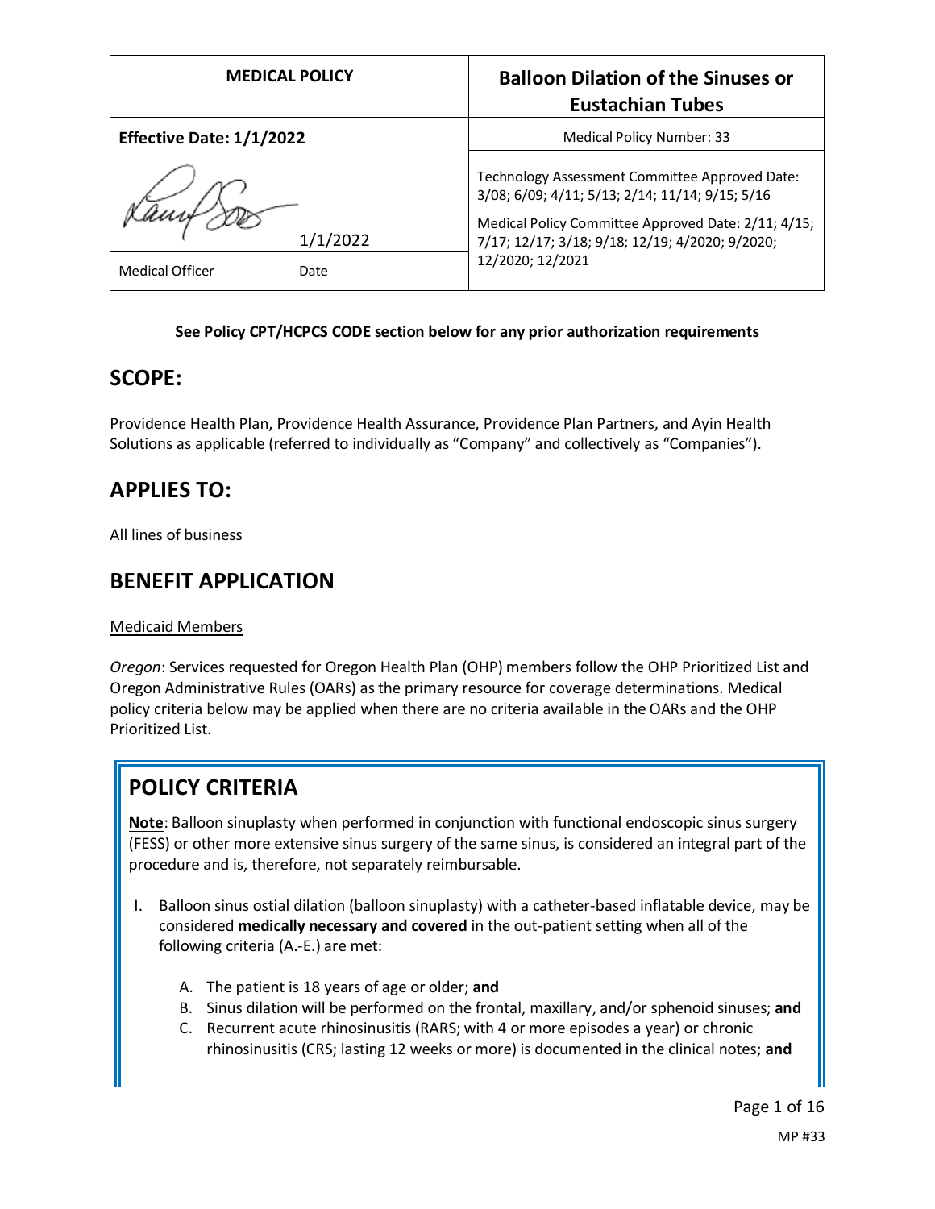| MEDICAL POLICY | Balloon Dilation of the Sinuses or Eustachian Tubes |
|---|---|
| **Effective Date: 1/1/2022** | Medical Policy Number: 33 |
| 1/1/2022 | Technology Assessment Committee Approved Date: 3/08; 6/09; 4/11; 5/13; 2/14; 11/14; 9/15; 5/16<br>Medical Policy Committee Approved Date: 2/11; 4/15; 7/17; 12/17; 3/18; 9/18; 12/19; 4/2020; 9/2020; 12/2020; 12/2021 |
| Medical Officer Date | |

**See Policy CPT/HCPCS CODE section below for any prior authorization requirements**

## SCOPE:

Providence Health Plan, Providence Health Assurance, Providence Plan Partners, and Ayin Health Solutions as applicable (referred to individually as "Company" and collectively as "Companies").

## APPLIES TO:

All lines of business

## BENEFIT APPLICATION

Medicaid Members

*Oregon*: Services requested for Oregon Health Plan (OHP) members follow the OHP Prioritized List and Oregon Administrative Rules (OARs) as the primary resource for coverage determinations. Medical policy criteria below may be applied when there are no criteria available in the OARs and the OHP Prioritized List.

## POLICY CRITERIA

**Note**: Balloon sinuplasty when performed in conjunction with functional endoscopic sinus surgery (FESS) or other more extensive sinus surgery of the same sinus, is considered an integral part of the procedure and is, therefore, not separately reimbursable.

I. Balloon sinus ostial dilation (balloon sinuplasty) with a catheter-based inflatable device, may be considered **medically necessary and covered** in the out-patient setting when all of the following criteria (A.-E.) are met:

   A. The patient is 18 years of age or older; **and**
   B. Sinus dilation will be performed on the frontal, maxillary, and/or sphenoid sinuses; **and**
   C. Recurrent acute rhinosinusitis (RARS; with 4 or more episodes a year) or chronic rhinosinusitis (CRS; lasting 12 weeks or more) is documented in the clinical notes; **and**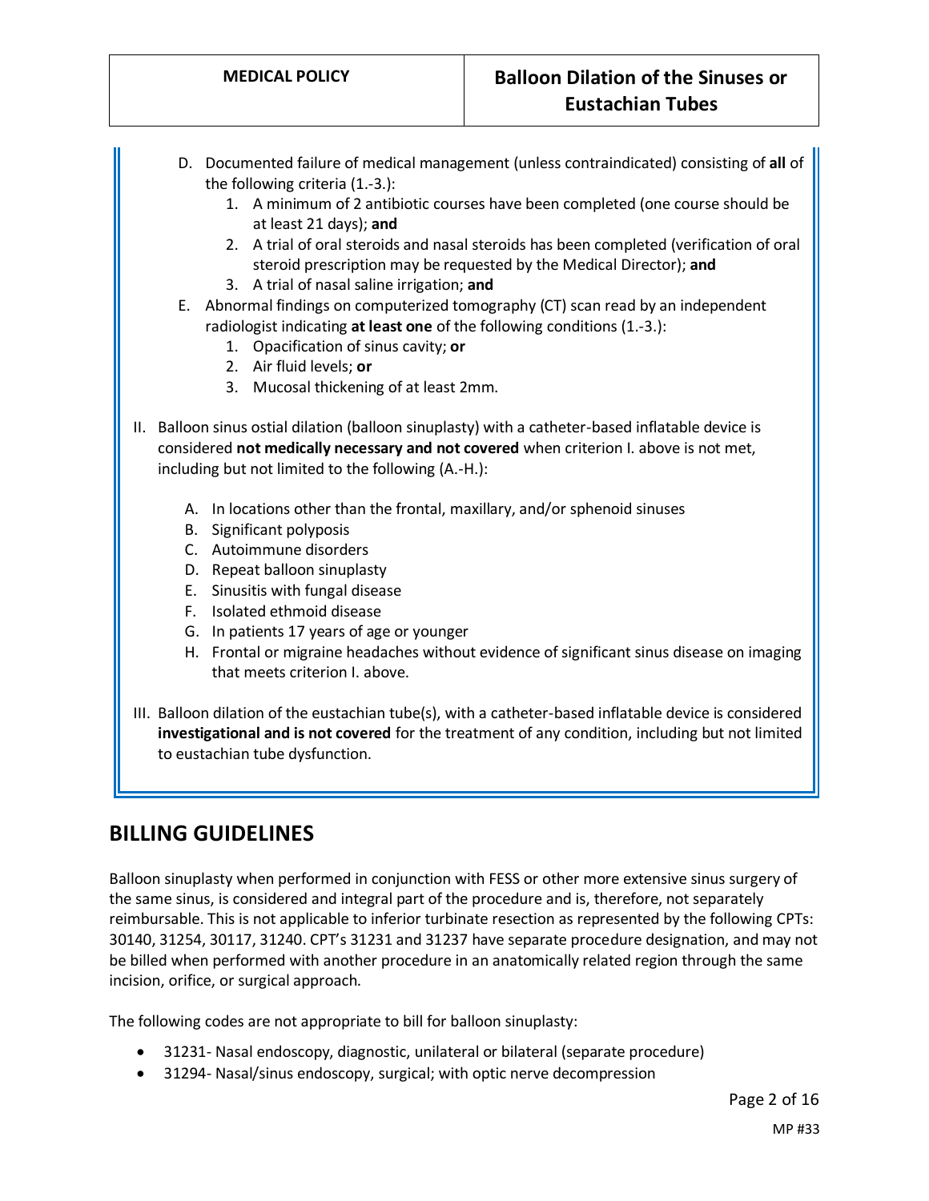D. Documented failure of medical management (unless contraindicated) consisting of **all** of the following criteria (1.-3.):
   1. A minimum of 2 antibiotic courses have been completed (one course should be at least 21 days); **and**
   2. A trial of oral steroids and nasal steroids has been completed (verification of oral steroid prescription may be requested by the Medical Director); **and**
   3. A trial of nasal saline irrigation; **and**

E. Abnormal findings on computerized tomography (CT) scan read by an independent radiologist indicating **at least one** of the following conditions (1.-3.):
   1. Opacification of sinus cavity; **or**
   2. Air fluid levels; **or**
   3. Mucosal thickening of at least 2mm.

II. Balloon sinus ostial dilation (balloon sinuplasty) with a catheter-based inflatable device is considered **not medically necessary and not covered** when criterion I. above is not met, including but not limited to the following (A.-H.):

   A. In locations other than the frontal, maxillary, and/or sphenoid sinuses
   B. Significant polyposis
   C. Autoimmune disorders
   D. Repeat balloon sinuplasty
   E. Sinusitis with fungal disease
   F. Isolated ethmoid disease
   G. In patients 17 years of age or younger
   H. Frontal or migraine headaches without evidence of significant sinus disease on imaging that meets criterion I. above.

III. Balloon dilation of the eustachian tube(s), with a catheter-based inflatable device is considered **investigational and is not covered** for the treatment of any condition, including but not limited to eustachian tube dysfunction.

## BILLING GUIDELINES

Balloon sinuplasty when performed in conjunction with FESS or other more extensive sinus surgery of the same sinus, is considered and integral part of the procedure and is, therefore, not separately reimbursable. This is not applicable to inferior turbinate resection as represented by the following CPTs: 30140, 31254, 30117, 31240. CPT's 31231 and 31237 have separate procedure designation, and may not be billed when performed with another procedure in an anatomically related region through the same incision, orifice, or surgical approach.

The following codes are not appropriate to bill for balloon sinuplasty:

- 31231- Nasal endoscopy, diagnostic, unilateral or bilateral (separate procedure)
- 31294- Nasal/sinus endoscopy, surgical; with optic nerve decompression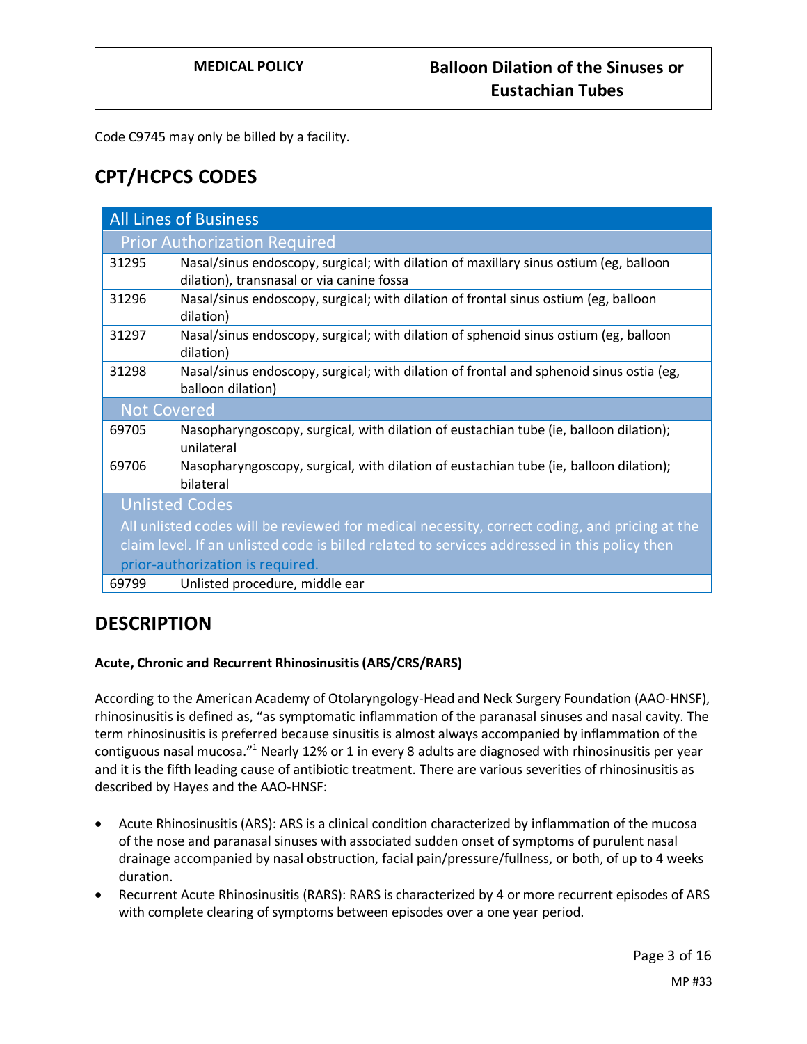Code C9745 may only be billed by a facility.

## CPT/HCPCS CODES

| All Lines of Business | |
|---|---|
| **Prior Authorization Required** | |
| 31295 | Nasal/sinus endoscopy, surgical; with dilation of maxillary sinus ostium (eg, balloon dilation), transnasal or via canine fossa |
| 31296 | Nasal/sinus endoscopy, surgical; with dilation of frontal sinus ostium (eg, balloon dilation) |
| 31297 | Nasal/sinus endoscopy, surgical; with dilation of sphenoid sinus ostium (eg, balloon dilation) |
| 31298 | Nasal/sinus endoscopy, surgical; with dilation of frontal and sphenoid sinus ostia (eg, balloon dilation) |
| **Not Covered** | |
| 69705 | Nasopharyngoscopy, surgical, with dilation of eustachian tube (ie, balloon dilation); unilateral |
| 69706 | Nasopharyngoscopy, surgical, with dilation of eustachian tube (ie, balloon dilation); bilateral |
| **Unlisted Codes**<br>All unlisted codes will be reviewed for medical necessity, correct coding, and pricing at the claim level. If an unlisted code is billed related to services addressed in this policy then prior-authorization is required. | |
| 69799 | Unlisted procedure, middle ear |

## DESCRIPTION

**Acute, Chronic and Recurrent Rhinosinusitis (ARS/CRS/RARS)**

According to the American Academy of Otolaryngology-Head and Neck Surgery Foundation (AAO-HNSF), rhinosinusitis is defined as, "as symptomatic inflammation of the paranasal sinuses and nasal cavity. The term rhinosinusitis is preferred because sinusitis is almost always accompanied by inflammation of the contiguous nasal mucosa."[1] Nearly 12% or 1 in every 8 adults are diagnosed with rhinosinusitis per year and it is the fifth leading cause of antibiotic treatment. There are various severities of rhinosinusitis as described by Hayes and the AAO-HNSF:

- Acute Rhinosinusitis (ARS): ARS is a clinical condition characterized by inflammation of the mucosa of the nose and paranasal sinuses with associated sudden onset of symptoms of purulent nasal drainage accompanied by nasal obstruction, facial pain/pressure/fullness, or both, of up to 4 weeks duration.
- Recurrent Acute Rhinosinusitis (RARS): RARS is characterized by 4 or more recurrent episodes of ARS with complete clearing of symptoms between episodes over a one year period.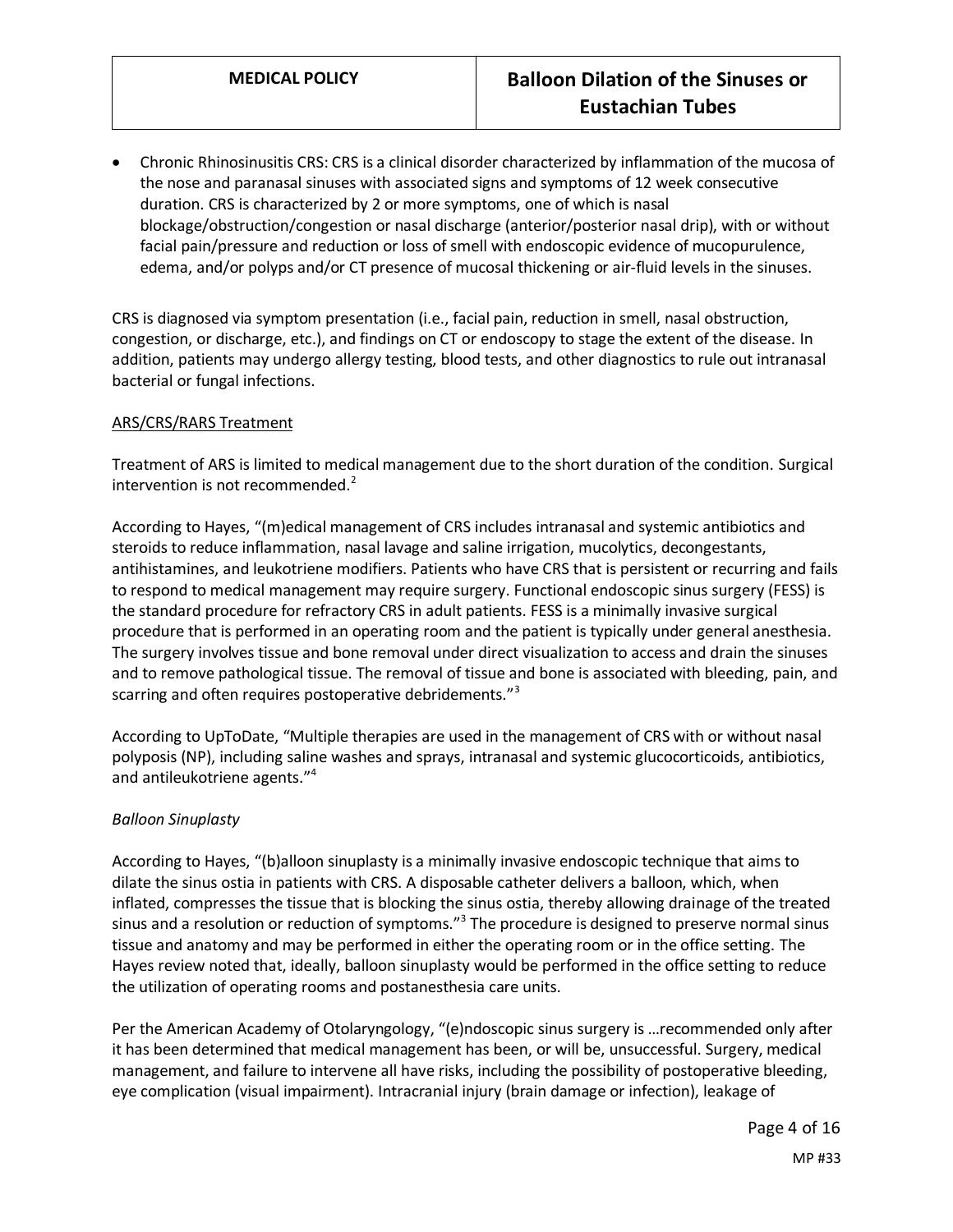- Chronic Rhinosinusitis CRS: CRS is a clinical disorder characterized by inflammation of the mucosa of the nose and paranasal sinuses with associated signs and symptoms of 12 week consecutive duration. CRS is characterized by 2 or more symptoms, one of which is nasal blockage/obstruction/congestion or nasal discharge (anterior/posterior nasal drip), with or without facial pain/pressure and reduction or loss of smell with endoscopic evidence of mucopurulence, edema, and/or polyps and/or CT presence of mucosal thickening or air-fluid levels in the sinuses.

CRS is diagnosed via symptom presentation (i.e., facial pain, reduction in smell, nasal obstruction, congestion, or discharge, etc.), and findings on CT or endoscopy to stage the extent of the disease. In addition, patients may undergo allergy testing, blood tests, and other diagnostics to rule out intranasal bacterial or fungal infections.

<u>ARS/CRS/RARS Treatment</u>

Treatment of ARS is limited to medical management due to the short duration of the condition. Surgical intervention is not recommended.[2]

According to Hayes, "(m)edical management of CRS includes intranasal and systemic antibiotics and steroids to reduce inflammation, nasal lavage and saline irrigation, mucolytics, decongestants, antihistamines, and leukotriene modifiers. Patients who have CRS that is persistent or recurring and fails to respond to medical management may require surgery. Functional endoscopic sinus surgery (FESS) is the standard procedure for refractory CRS in adult patients. FESS is a minimally invasive surgical procedure that is performed in an operating room and the patient is typically under general anesthesia. The surgery involves tissue and bone removal under direct visualization to access and drain the sinuses and to remove pathological tissue. The removal of tissue and bone is associated with bleeding, pain, and scarring and often requires postoperative debridements."[3]

According to UpToDate, "Multiple therapies are used in the management of CRS with or without nasal polyposis (NP), including saline washes and sprays, intranasal and systemic glucocorticoids, antibiotics, and antileukotriene agents."[4]

*Balloon Sinuplasty*

According to Hayes, "(b)alloon sinuplasty is a minimally invasive endoscopic technique that aims to dilate the sinus ostia in patients with CRS. A disposable catheter delivers a balloon, which, when inflated, compresses the tissue that is blocking the sinus ostia, thereby allowing drainage of the treated sinus and a resolution or reduction of symptoms."[3] The procedure is designed to preserve normal sinus tissue and anatomy and may be performed in either the operating room or in the office setting. The Hayes review noted that, ideally, balloon sinuplasty would be performed in the office setting to reduce the utilization of operating rooms and postanesthesia care units.

Per the American Academy of Otolaryngology, "(e)ndoscopic sinus surgery is …recommended only after it has been determined that medical management has been, or will be, unsuccessful. Surgery, medical management, and failure to intervene all have risks, including the possibility of postoperative bleeding, eye complication (visual impairment). Intracranial injury (brain damage or infection), leakage of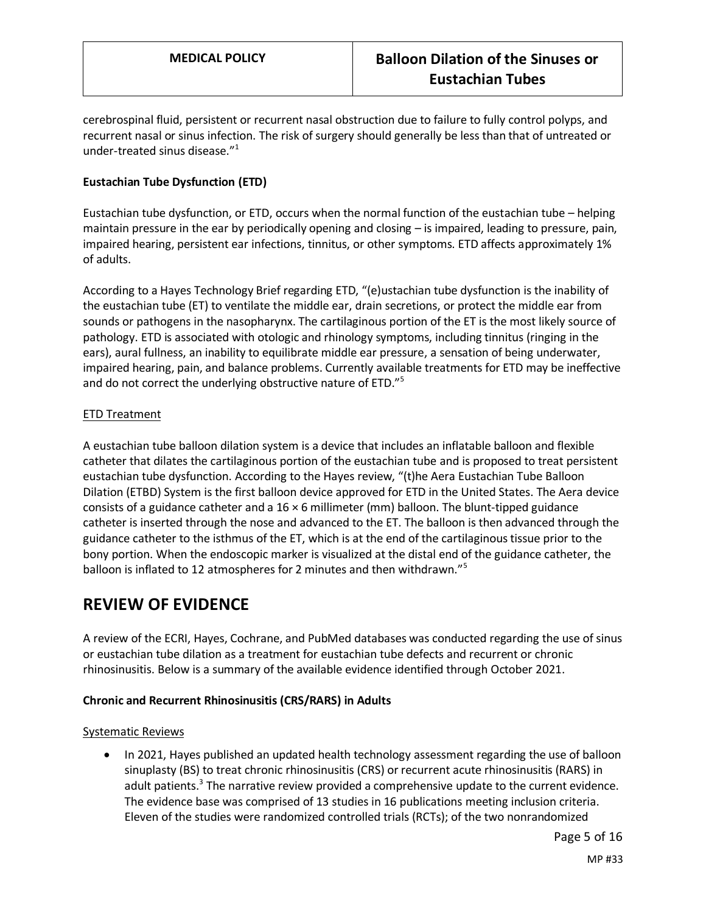cerebrospinal fluid, persistent or recurrent nasal obstruction due to failure to fully control polyps, and recurrent nasal or sinus infection. The risk of surgery should generally be less than that of untreated or under-treated sinus disease."[1]

**Eustachian Tube Dysfunction (ETD)**

Eustachian tube dysfunction, or ETD, occurs when the normal function of the eustachian tube – helping maintain pressure in the ear by periodically opening and closing – is impaired, leading to pressure, pain, impaired hearing, persistent ear infections, tinnitus, or other symptoms. ETD affects approximately 1% of adults.

According to a Hayes Technology Brief regarding ETD, "(e)ustachian tube dysfunction is the inability of the eustachian tube (ET) to ventilate the middle ear, drain secretions, or protect the middle ear from sounds or pathogens in the nasopharynx. The cartilaginous portion of the ET is the most likely source of pathology. ETD is associated with otologic and rhinology symptoms, including tinnitus (ringing in the ears), aural fullness, an inability to equilibrate middle ear pressure, a sensation of being underwater, impaired hearing, pain, and balance problems. Currently available treatments for ETD may be ineffective and do not correct the underlying obstructive nature of ETD."[5]

ETD Treatment

A eustachian tube balloon dilation system is a device that includes an inflatable balloon and flexible catheter that dilates the cartilaginous portion of the eustachian tube and is proposed to treat persistent eustachian tube dysfunction. According to the Hayes review, "(t)he Aera Eustachian Tube Balloon Dilation (ETBD) System is the first balloon device approved for ETD in the United States. The Aera device consists of a guidance catheter and a 16 × 6 millimeter (mm) balloon. The blunt-tipped guidance catheter is inserted through the nose and advanced to the ET. The balloon is then advanced through the guidance catheter to the isthmus of the ET, which is at the end of the cartilaginous tissue prior to the bony portion. When the endoscopic marker is visualized at the distal end of the guidance catheter, the balloon is inflated to 12 atmospheres for 2 minutes and then withdrawn."[5]

# REVIEW OF EVIDENCE

A review of the ECRI, Hayes, Cochrane, and PubMed databases was conducted regarding the use of sinus or eustachian tube dilation as a treatment for eustachian tube defects and recurrent or chronic rhinosinusitis. Below is a summary of the available evidence identified through October 2021.

**Chronic and Recurrent Rhinosinusitis (CRS/RARS) in Adults**

Systematic Reviews

- In 2021, Hayes published an updated health technology assessment regarding the use of balloon sinuplasty (BS) to treat chronic rhinosinusitis (CRS) or recurrent acute rhinosinusitis (RARS) in adult patients.[3] The narrative review provided a comprehensive update to the current evidence. The evidence base was comprised of 13 studies in 16 publications meeting inclusion criteria. Eleven of the studies were randomized controlled trials (RCTs); of the two nonrandomized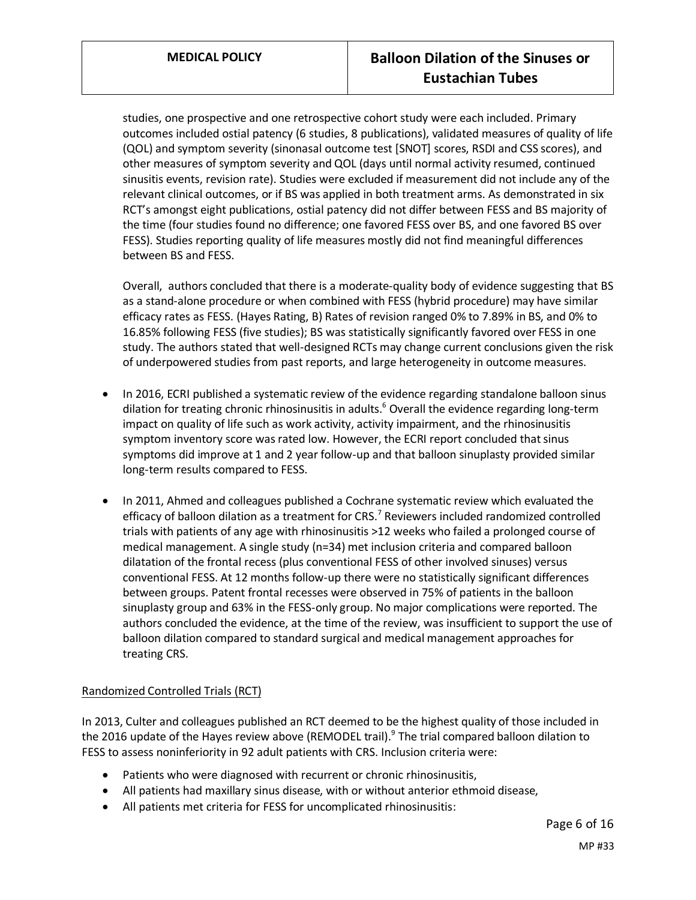studies, one prospective and one retrospective cohort study were each included. Primary outcomes included ostial patency (6 studies, 8 publications), validated measures of quality of life (QOL) and symptom severity (sinonasal outcome test [SNOT] scores, RSDI and CSS scores), and other measures of symptom severity and QOL (days until normal activity resumed, continued sinusitis events, revision rate). Studies were excluded if measurement did not include any of the relevant clinical outcomes, or if BS was applied in both treatment arms. As demonstrated in six RCT's amongst eight publications, ostial patency did not differ between FESS and BS majority of the time (four studies found no difference; one favored FESS over BS, and one favored BS over FESS). Studies reporting quality of life measures mostly did not find meaningful differences between BS and FESS.

Overall, authors concluded that there is a moderate-quality body of evidence suggesting that BS as a stand-alone procedure or when combined with FESS (hybrid procedure) may have similar efficacy rates as FESS. (Hayes Rating, B) Rates of revision ranged 0% to 7.89% in BS, and 0% to 16.85% following FESS (five studies); BS was statistically significantly favored over FESS in one study. The authors stated that well-designed RCTs may change current conclusions given the risk of underpowered studies from past reports, and large heterogeneity in outcome measures.

- In 2016, ECRI published a systematic review of the evidence regarding standalone balloon sinus dilation for treating chronic rhinosinusitis in adults.[6] Overall the evidence regarding long-term impact on quality of life such as work activity, activity impairment, and the rhinosinusitis symptom inventory score was rated low. However, the ECRI report concluded that sinus symptoms did improve at 1 and 2 year follow-up and that balloon sinuplasty provided similar long-term results compared to FESS.
- In 2011, Ahmed and colleagues published a Cochrane systematic review which evaluated the efficacy of balloon dilation as a treatment for CRS.[7] Reviewers included randomized controlled trials with patients of any age with rhinosinusitis >12 weeks who failed a prolonged course of medical management. A single study (n=34) met inclusion criteria and compared balloon dilatation of the frontal recess (plus conventional FESS of other involved sinuses) versus conventional FESS. At 12 months follow-up there were no statistically significant differences between groups. Patent frontal recesses were observed in 75% of patients in the balloon sinuplasty group and 63% in the FESS-only group. No major complications were reported. The authors concluded the evidence, at the time of the review, was insufficient to support the use of balloon dilation compared to standard surgical and medical management approaches for treating CRS.

<u>Randomized Controlled Trials (RCT)</u>

In 2013, Culter and colleagues published an RCT deemed to be the highest quality of those included in the 2016 update of the Hayes review above (REMODEL trail).[9] The trial compared balloon dilation to FESS to assess noninferiority in 92 adult patients with CRS. Inclusion criteria were:

- Patients who were diagnosed with recurrent or chronic rhinosinusitis,
- All patients had maxillary sinus disease, with or without anterior ethmoid disease,
- All patients met criteria for FESS for uncomplicated rhinosinusitis: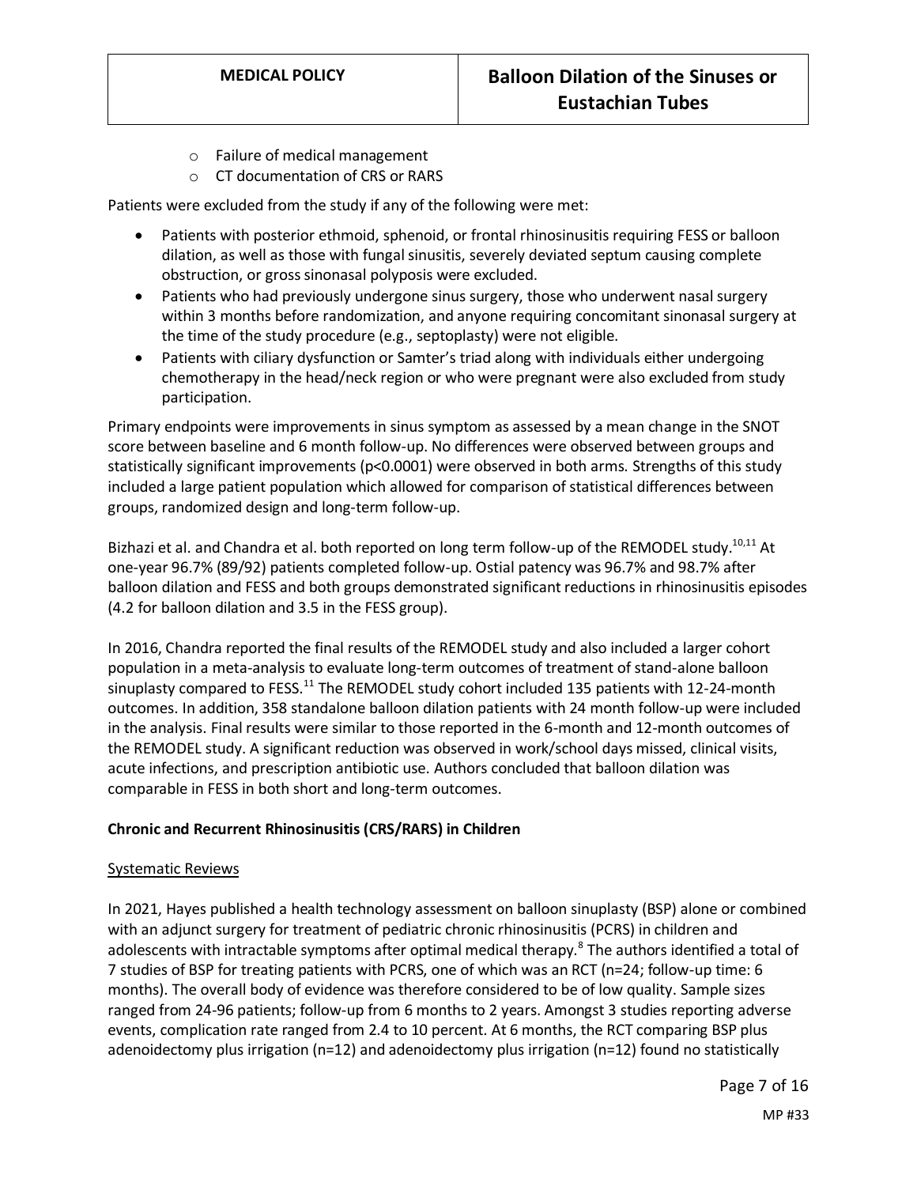- Failure of medical management
- CT documentation of CRS or RARS

Patients were excluded from the study if any of the following were met:

- Patients with posterior ethmoid, sphenoid, or frontal rhinosinusitis requiring FESS or balloon dilation, as well as those with fungal sinusitis, severely deviated septum causing complete obstruction, or gross sinonasal polyposis were excluded.
- Patients who had previously undergone sinus surgery, those who underwent nasal surgery within 3 months before randomization, and anyone requiring concomitant sinonasal surgery at the time of the study procedure (e.g., septoplasty) were not eligible.
- Patients with ciliary dysfunction or Samter's triad along with individuals either undergoing chemotherapy in the head/neck region or who were pregnant were also excluded from study participation.

Primary endpoints were improvements in sinus symptom as assessed by a mean change in the SNOT score between baseline and 6 month follow-up. No differences were observed between groups and statistically significant improvements ($p<0.0001$) were observed in both arms. Strengths of this study included a large patient population which allowed for comparison of statistical differences between groups, randomized design and long-term follow-up.

Bizhazi et al. and Chandra et al. both reported on long term follow-up of the REMODEL study.[10,11] At one-year 96.7% (89/92) patients completed follow-up. Ostial patency was 96.7% and 98.7% after balloon dilation and FESS and both groups demonstrated significant reductions in rhinosinusitis episodes (4.2 for balloon dilation and 3.5 in the FESS group).

In 2016, Chandra reported the final results of the REMODEL study and also included a larger cohort population in a meta-analysis to evaluate long-term outcomes of treatment of stand-alone balloon sinuplasty compared to FESS.[11] The REMODEL study cohort included 135 patients with 12-24-month outcomes. In addition, 358 standalone balloon dilation patients with 24 month follow-up were included in the analysis. Final results were similar to those reported in the 6-month and 12-month outcomes of the REMODEL study. A significant reduction was observed in work/school days missed, clinical visits, acute infections, and prescription antibiotic use. Authors concluded that balloon dilation was comparable in FESS in both short and long-term outcomes.

### Chronic and Recurrent Rhinosinusitis (CRS/RARS) in Children

#### Systematic Reviews

In 2021, Hayes published a health technology assessment on balloon sinuplasty (BSP) alone or combined with an adjunct surgery for treatment of pediatric chronic rhinosinusitis (PCRS) in children and adolescents with intractable symptoms after optimal medical therapy.[8] The authors identified a total of 7 studies of BSP for treating patients with PCRS, one of which was an RCT (n=24; follow-up time: 6 months). The overall body of evidence was therefore considered to be of low quality. Sample sizes ranged from 24-96 patients; follow-up from 6 months to 2 years. Amongst 3 studies reporting adverse events, complication rate ranged from 2.4 to 10 percent. At 6 months, the RCT comparing BSP plus adenoidectomy plus irrigation (n=12) and adenoidectomy plus irrigation (n=12) found no statistically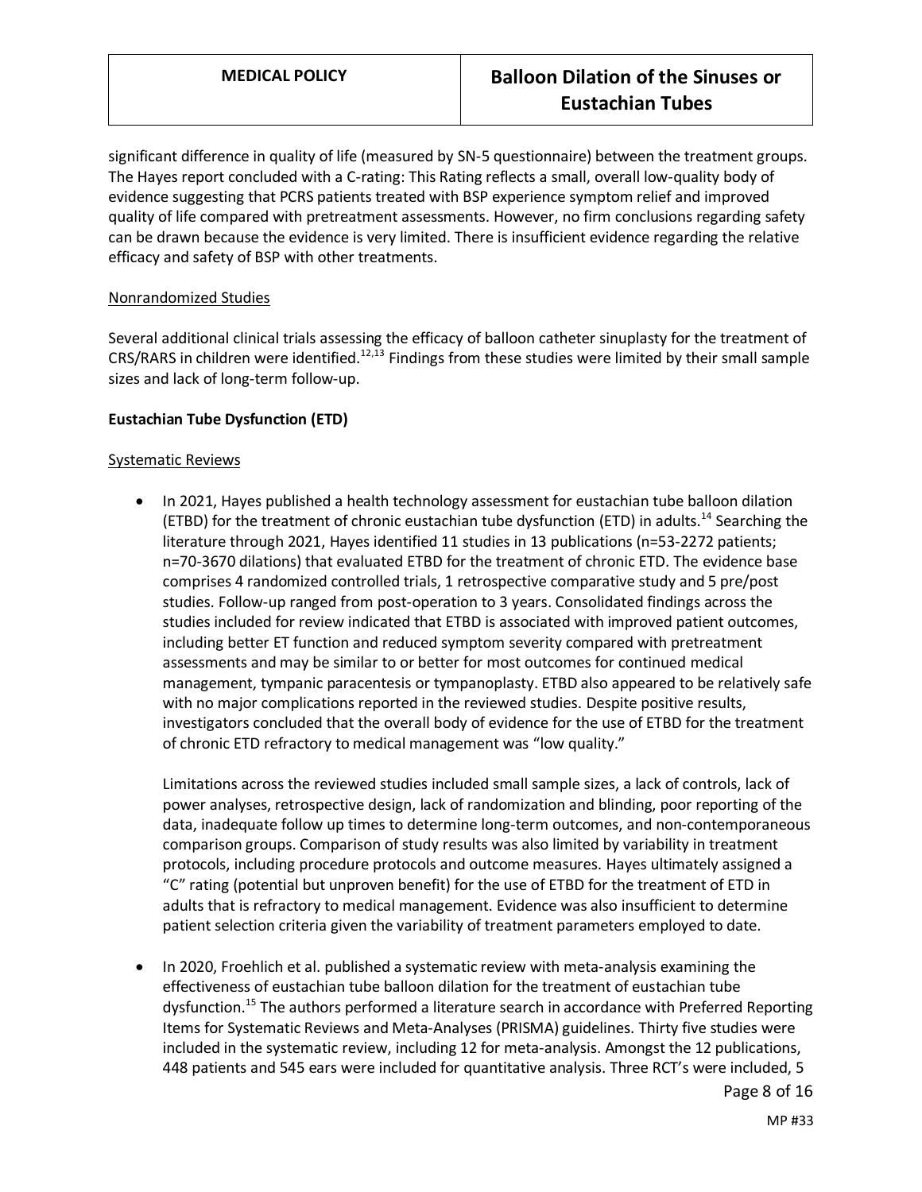significant difference in quality of life (measured by SN-5 questionnaire) between the treatment groups. The Hayes report concluded with a C-rating: This Rating reflects a small, overall low-quality body of evidence suggesting that PCRS patients treated with BSP experience symptom relief and improved quality of life compared with pretreatment assessments. However, no firm conclusions regarding safety can be drawn because the evidence is very limited. There is insufficient evidence regarding the relative efficacy and safety of BSP with other treatments.

Nonrandomized Studies

Several additional clinical trials assessing the efficacy of balloon catheter sinuplasty for the treatment of CRS/RARS in children were identified.[12,13] Findings from these studies were limited by their small sample sizes and lack of long-term follow-up.

**Eustachian Tube Dysfunction (ETD)**

Systematic Reviews

- In 2021, Hayes published a health technology assessment for eustachian tube balloon dilation (ETBD) for the treatment of chronic eustachian tube dysfunction (ETD) in adults.[14] Searching the literature through 2021, Hayes identified 11 studies in 13 publications (n=53-2272 patients; n=70-3670 dilations) that evaluated ETBD for the treatment of chronic ETD. The evidence base comprises 4 randomized controlled trials, 1 retrospective comparative study and 5 pre/post studies. Follow-up ranged from post-operation to 3 years. Consolidated findings across the studies included for review indicated that ETBD is associated with improved patient outcomes, including better ET function and reduced symptom severity compared with pretreatment assessments and may be similar to or better for most outcomes for continued medical management, tympanic paracentesis or tympanoplasty. ETBD also appeared to be relatively safe with no major complications reported in the reviewed studies. Despite positive results, investigators concluded that the overall body of evidence for the use of ETBD for the treatment of chronic ETD refractory to medical management was "low quality."

  Limitations across the reviewed studies included small sample sizes, a lack of controls, lack of power analyses, retrospective design, lack of randomization and blinding, poor reporting of the data, inadequate follow up times to determine long-term outcomes, and non-contemporaneous comparison groups. Comparison of study results was also limited by variability in treatment protocols, including procedure protocols and outcome measures. Hayes ultimately assigned a "C" rating (potential but unproven benefit) for the use of ETBD for the treatment of ETD in adults that is refractory to medical management. Evidence was also insufficient to determine patient selection criteria given the variability of treatment parameters employed to date.

- In 2020, Froehlich et al. published a systematic review with meta-analysis examining the effectiveness of eustachian tube balloon dilation for the treatment of eustachian tube dysfunction.[15] The authors performed a literature search in accordance with Preferred Reporting Items for Systematic Reviews and Meta-Analyses (PRISMA) guidelines. Thirty five studies were included in the systematic review, including 12 for meta-analysis. Amongst the 12 publications, 448 patients and 545 ears were included for quantitative analysis. Three RCT's were included, 5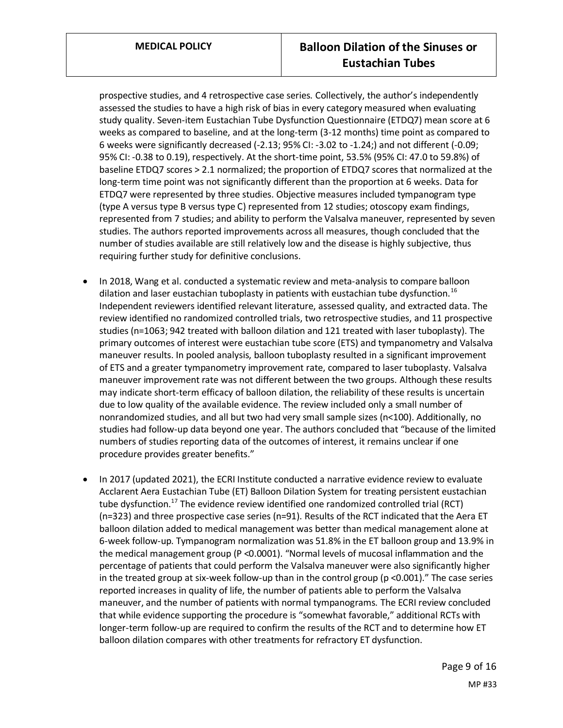prospective studies, and 4 retrospective case series. Collectively, the author's independently assessed the studies to have a high risk of bias in every category measured when evaluating study quality. Seven-item Eustachian Tube Dysfunction Questionnaire (ETDQ7) mean score at 6 weeks as compared to baseline, and at the long-term (3-12 months) time point as compared to 6 weeks were significantly decreased (-2.13; 95% CI: -3.02 to -1.24;) and not different (-0.09; 95% CI: -0.38 to 0.19), respectively. At the short-time point, 53.5% (95% CI: 47.0 to 59.8%) of baseline ETDQ7 scores > 2.1 normalized; the proportion of ETDQ7 scores that normalized at the long-term time point was not significantly different than the proportion at 6 weeks. Data for ETDQ7 were represented by three studies. Objective measures included tympanogram type (type A versus type B versus type C) represented from 12 studies; otoscopy exam findings, represented from 7 studies; and ability to perform the Valsalva maneuver, represented by seven studies. The authors reported improvements across all measures, though concluded that the number of studies available are still relatively low and the disease is highly subjective, thus requiring further study for definitive conclusions.

- In 2018, Wang et al. conducted a systematic review and meta-analysis to compare balloon dilation and laser eustachian tuboplasty in patients with eustachian tube dysfunction.[16] Independent reviewers identified relevant literature, assessed quality, and extracted data. The review identified no randomized controlled trials, two retrospective studies, and 11 prospective studies (n=1063; 942 treated with balloon dilation and 121 treated with laser tuboplasty). The primary outcomes of interest were eustachian tube score (ETS) and tympanometry and Valsalva maneuver results. In pooled analysis, balloon tuboplasty resulted in a significant improvement of ETS and a greater tympanometry improvement rate, compared to laser tuboplasty. Valsalva maneuver improvement rate was not different between the two groups. Although these results may indicate short-term efficacy of balloon dilation, the reliability of these results is uncertain due to low quality of the available evidence. The review included only a small number of nonrandomized studies, and all but two had very small sample sizes (n<100). Additionally, no studies had follow-up data beyond one year. The authors concluded that "because of the limited numbers of studies reporting data of the outcomes of interest, it remains unclear if one procedure provides greater benefits."

- In 2017 (updated 2021), the ECRI Institute conducted a narrative evidence review to evaluate Acclarent Aera Eustachian Tube (ET) Balloon Dilation System for treating persistent eustachian tube dysfunction.[17] The evidence review identified one randomized controlled trial (RCT) (n=323) and three prospective case series (n=91). Results of the RCT indicated that the Aera ET balloon dilation added to medical management was better than medical management alone at 6-week follow-up. Tympanogram normalization was 51.8% in the ET balloon group and 13.9% in the medical management group (P <0.0001). "Normal levels of mucosal inflammation and the percentage of patients that could perform the Valsalva maneuver were also significantly higher in the treated group at six-week follow-up than in the control group (p <0.001)." The case series reported increases in quality of life, the number of patients able to perform the Valsalva maneuver, and the number of patients with normal tympanograms. The ECRI review concluded that while evidence supporting the procedure is "somewhat favorable," additional RCTs with longer-term follow-up are required to confirm the results of the RCT and to determine how ET balloon dilation compares with other treatments for refractory ET dysfunction.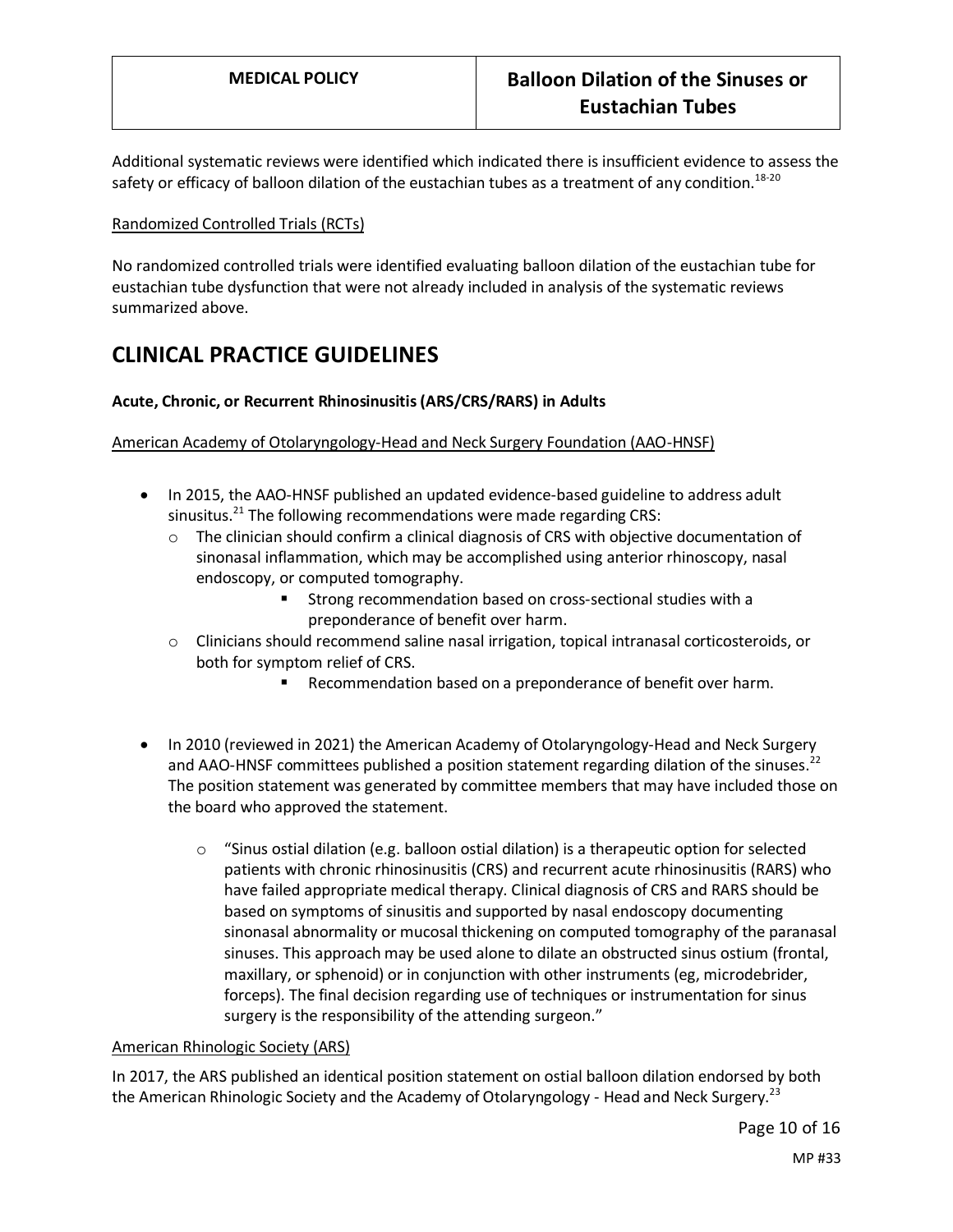Additional systematic reviews were identified which indicated there is insufficient evidence to assess the safety or efficacy of balloon dilation of the eustachian tubes as a treatment of any condition.[18-20]

Randomized Controlled Trials (RCTs)

No randomized controlled trials were identified evaluating balloon dilation of the eustachian tube for eustachian tube dysfunction that were not already included in analysis of the systematic reviews summarized above.

# CLINICAL PRACTICE GUIDELINES

**Acute, Chronic, or Recurrent Rhinosinusitis (ARS/CRS/RARS) in Adults**

American Academy of Otolaryngology-Head and Neck Surgery Foundation (AAO-HNSF)

- In 2015, the AAO-HNSF published an updated evidence-based guideline to address adult sinusitus.[21] The following recommendations were made regarding CRS:
  - The clinician should confirm a clinical diagnosis of CRS with objective documentation of sinonasal inflammation, which may be accomplished using anterior rhinoscopy, nasal endoscopy, or computed tomography.
    - Strong recommendation based on cross-sectional studies with a preponderance of benefit over harm.
  - Clinicians should recommend saline nasal irrigation, topical intranasal corticosteroids, or both for symptom relief of CRS.
    - Recommendation based on a preponderance of benefit over harm.

- In 2010 (reviewed in 2021) the American Academy of Otolaryngology-Head and Neck Surgery and AAO-HNSF committees published a position statement regarding dilation of the sinuses.[22] The position statement was generated by committee members that may have included those on the board who approved the statement.
  - "Sinus ostial dilation (e.g. balloon ostial dilation) is a therapeutic option for selected patients with chronic rhinosinusitis (CRS) and recurrent acute rhinosinusitis (RARS) who have failed appropriate medical therapy. Clinical diagnosis of CRS and RARS should be based on symptoms of sinusitis and supported by nasal endoscopy documenting sinonasal abnormality or mucosal thickening on computed tomography of the paranasal sinuses. This approach may be used alone to dilate an obstructed sinus ostium (frontal, maxillary, or sphenoid) or in conjunction with other instruments (eg, microdebrider, forceps). The final decision regarding use of techniques or instrumentation for sinus surgery is the responsibility of the attending surgeon."

American Rhinologic Society (ARS)

In 2017, the ARS published an identical position statement on ostial balloon dilation endorsed by both the American Rhinologic Society and the Academy of Otolaryngology - Head and Neck Surgery.[23]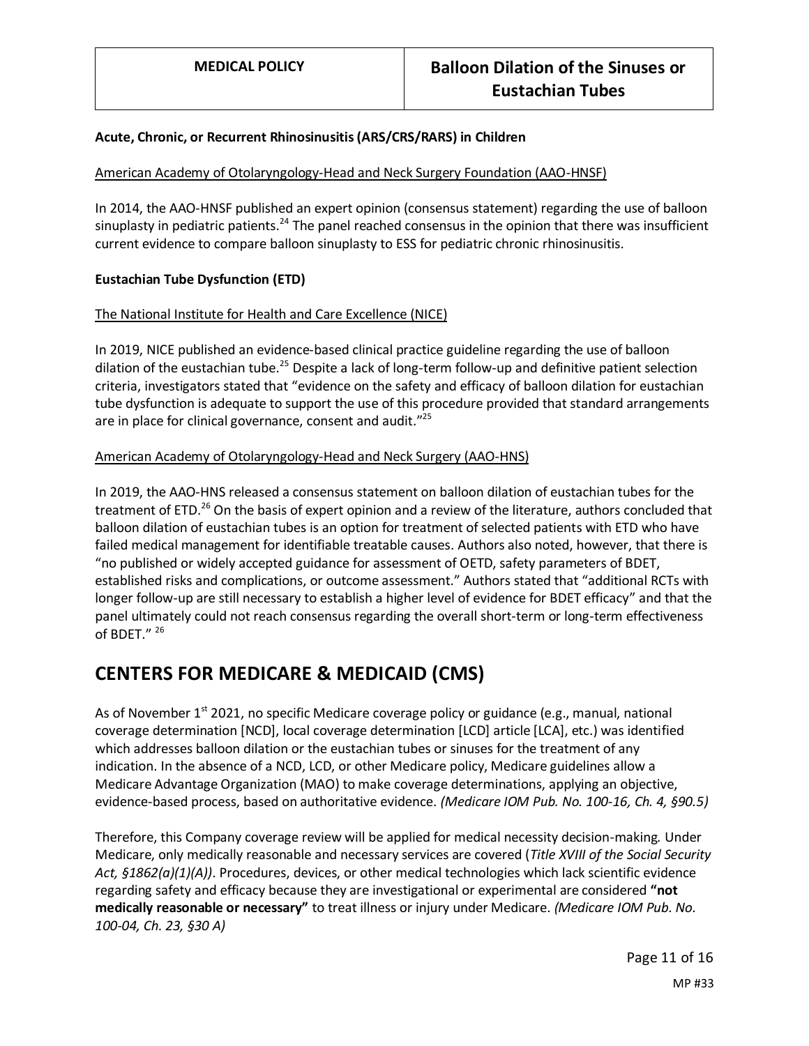**Acute, Chronic, or Recurrent Rhinosinusitis (ARS/CRS/RARS) in Children**

American Academy of Otolaryngology-Head and Neck Surgery Foundation (AAO-HNSF)

In 2014, the AAO-HNSF published an expert opinion (consensus statement) regarding the use of balloon sinuplasty in pediatric patients.[24] The panel reached consensus in the opinion that there was insufficient current evidence to compare balloon sinuplasty to ESS for pediatric chronic rhinosinusitis.

**Eustachian Tube Dysfunction (ETD)**

The National Institute for Health and Care Excellence (NICE)

In 2019, NICE published an evidence-based clinical practice guideline regarding the use of balloon dilation of the eustachian tube.[25] Despite a lack of long-term follow-up and definitive patient selection criteria, investigators stated that "evidence on the safety and efficacy of balloon dilation for eustachian tube dysfunction is adequate to support the use of this procedure provided that standard arrangements are in place for clinical governance, consent and audit."[25]

American Academy of Otolaryngology-Head and Neck Surgery (AAO-HNS)

In 2019, the AAO-HNS released a consensus statement on balloon dilation of eustachian tubes for the treatment of ETD.[26] On the basis of expert opinion and a review of the literature, authors concluded that balloon dilation of eustachian tubes is an option for treatment of selected patients with ETD who have failed medical management for identifiable treatable causes. Authors also noted, however, that there is "no published or widely accepted guidance for assessment of OETD, safety parameters of BDET, established risks and complications, or outcome assessment." Authors stated that "additional RCTs with longer follow-up are still necessary to establish a higher level of evidence for BDET efficacy" and that the panel ultimately could not reach consensus regarding the overall short-term or long-term effectiveness of BDET." [26]

# CENTERS FOR MEDICARE & MEDICAID (CMS)

As of November 1st 2021, no specific Medicare coverage policy or guidance (e.g., manual, national coverage determination [NCD], local coverage determination [LCD] article [LCA], etc.) was identified which addresses balloon dilation or the eustachian tubes or sinuses for the treatment of any indication. In the absence of a NCD, LCD, or other Medicare policy, Medicare guidelines allow a Medicare Advantage Organization (MAO) to make coverage determinations, applying an objective, evidence-based process, based on authoritative evidence. *(Medicare IOM Pub. No. 100-16, Ch. 4, §90.5)*

Therefore, this Company coverage review will be applied for medical necessity decision-making. Under Medicare, only medically reasonable and necessary services are covered (*Title XVIII of the Social Security Act, §1862(a)(1)(A))*. Procedures, devices, or other medical technologies which lack scientific evidence regarding safety and efficacy because they are investigational or experimental are considered **"not medically reasonable or necessary"** to treat illness or injury under Medicare. *(Medicare IOM Pub. No. 100-04, Ch. 23, §30 A)*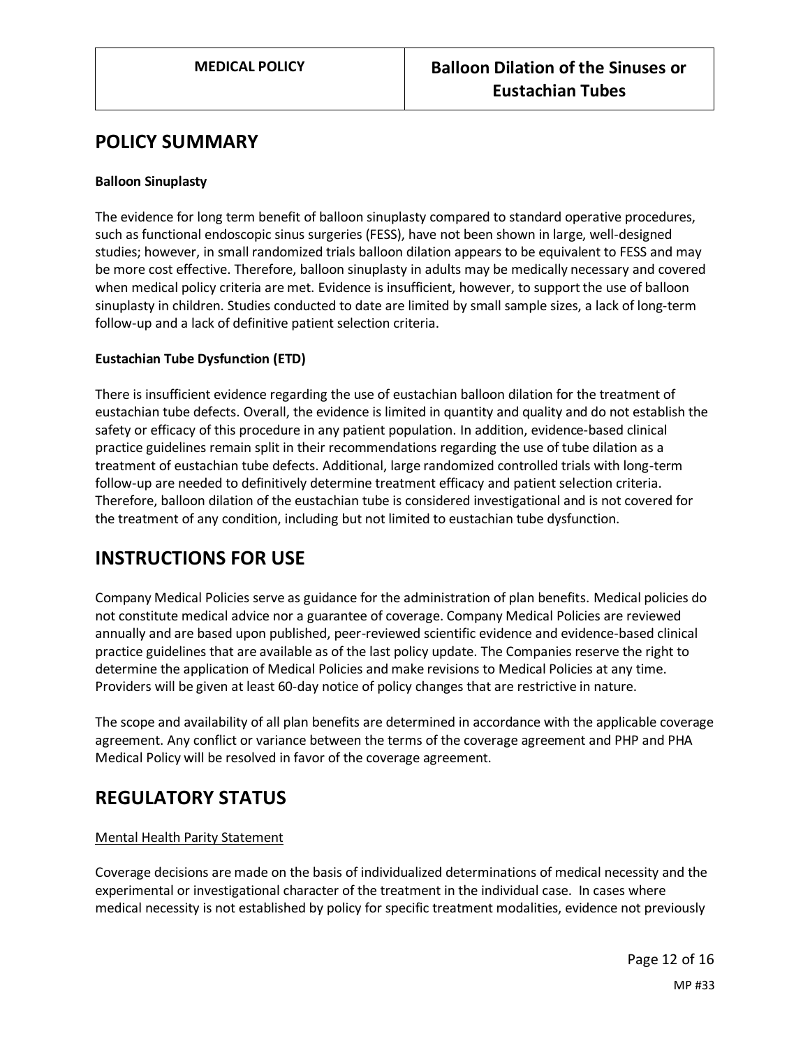## POLICY SUMMARY

### Balloon Sinuplasty

The evidence for long term benefit of balloon sinuplasty compared to standard operative procedures, such as functional endoscopic sinus surgeries (FESS), have not been shown in large, well-designed studies; however, in small randomized trials balloon dilation appears to be equivalent to FESS and may be more cost effective. Therefore, balloon sinuplasty in adults may be medically necessary and covered when medical policy criteria are met. Evidence is insufficient, however, to support the use of balloon sinuplasty in children. Studies conducted to date are limited by small sample sizes, a lack of long-term follow-up and a lack of definitive patient selection criteria.

### Eustachian Tube Dysfunction (ETD)

There is insufficient evidence regarding the use of eustachian balloon dilation for the treatment of eustachian tube defects. Overall, the evidence is limited in quantity and quality and do not establish the safety or efficacy of this procedure in any patient population. In addition, evidence-based clinical practice guidelines remain split in their recommendations regarding the use of tube dilation as a treatment of eustachian tube defects. Additional, large randomized controlled trials with long-term follow-up are needed to definitively determine treatment efficacy and patient selection criteria. Therefore, balloon dilation of the eustachian tube is considered investigational and is not covered for the treatment of any condition, including but not limited to eustachian tube dysfunction.

## INSTRUCTIONS FOR USE

Company Medical Policies serve as guidance for the administration of plan benefits. Medical policies do not constitute medical advice nor a guarantee of coverage. Company Medical Policies are reviewed annually and are based upon published, peer-reviewed scientific evidence and evidence-based clinical practice guidelines that are available as of the last policy update. The Companies reserve the right to determine the application of Medical Policies and make revisions to Medical Policies at any time. Providers will be given at least 60-day notice of policy changes that are restrictive in nature.

The scope and availability of all plan benefits are determined in accordance with the applicable coverage agreement. Any conflict or variance between the terms of the coverage agreement and PHP and PHA Medical Policy will be resolved in favor of the coverage agreement.

## REGULATORY STATUS

Mental Health Parity Statement

Coverage decisions are made on the basis of individualized determinations of medical necessity and the experimental or investigational character of the treatment in the individual case. In cases where medical necessity is not established by policy for specific treatment modalities, evidence not previously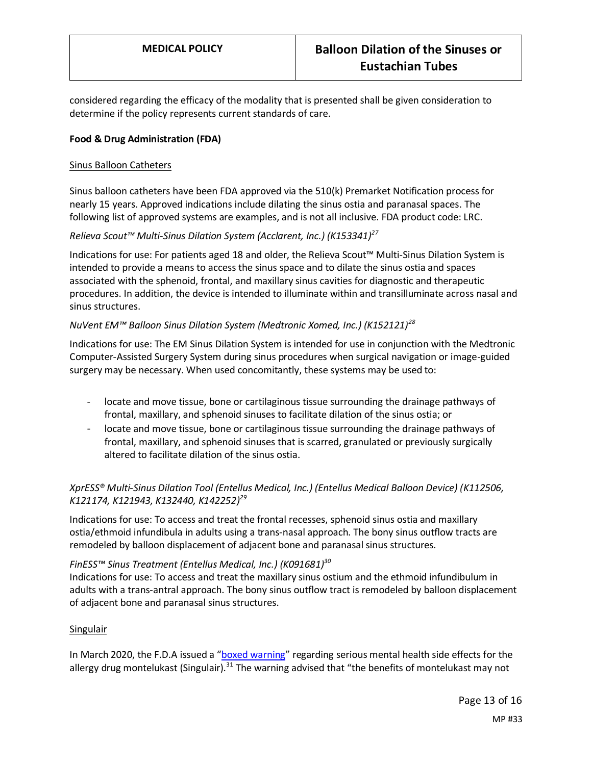considered regarding the efficacy of the modality that is presented shall be given consideration to determine if the policy represents current standards of care.

**Food & Drug Administration (FDA)**

Sinus Balloon Catheters

Sinus balloon catheters have been FDA approved via the 510(k) Premarket Notification process for nearly 15 years. Approved indications include dilating the sinus ostia and paranasal spaces. The following list of approved systems are examples, and is not all inclusive. FDA product code: LRC.

*Relieva Scout™ Multi-Sinus Dilation System (Acclarent, Inc.) (K153341)*[27]

Indications for use: For patients aged 18 and older, the Relieva Scout™ Multi-Sinus Dilation System is intended to provide a means to access the sinus space and to dilate the sinus ostia and spaces associated with the sphenoid, frontal, and maxillary sinus cavities for diagnostic and therapeutic procedures. In addition, the device is intended to illuminate within and transilluminate across nasal and sinus structures.

*NuVent EM™ Balloon Sinus Dilation System (Medtronic Xomed, Inc.) (K152121)*[28]

Indications for use: The EM Sinus Dilation System is intended for use in conjunction with the Medtronic Computer-Assisted Surgery System during sinus procedures when surgical navigation or image-guided surgery may be necessary. When used concomitantly, these systems may be used to:

- locate and move tissue, bone or cartilaginous tissue surrounding the drainage pathways of frontal, maxillary, and sphenoid sinuses to facilitate dilation of the sinus ostia; or
- locate and move tissue, bone or cartilaginous tissue surrounding the drainage pathways of frontal, maxillary, and sphenoid sinuses that is scarred, granulated or previously surgically altered to facilitate dilation of the sinus ostia.

*XprESS® Multi-Sinus Dilation Tool (Entellus Medical, Inc.) (Entellus Medical Balloon Device) (K112506, K121174, K121943, K132440, K142252)*[29]

Indications for use: To access and treat the frontal recesses, sphenoid sinus ostia and maxillary ostia/ethmoid infundibula in adults using a trans-nasal approach. The bony sinus outflow tracts are remodeled by balloon displacement of adjacent bone and paranasal sinus structures.

*FinESS™ Sinus Treatment (Entellus Medical, Inc.) (K091681)*[30]

Indications for use: To access and treat the maxillary sinus ostium and the ethmoid infundibulum in adults with a trans-antral approach. The bony sinus outflow tract is remodeled by balloon displacement of adjacent bone and paranasal sinus structures.

Singulair

In March 2020, the F.D.A issued a "boxed warning" regarding serious mental health side effects for the allergy drug montelukast (Singulair).[31] The warning advised that "the benefits of montelukast may not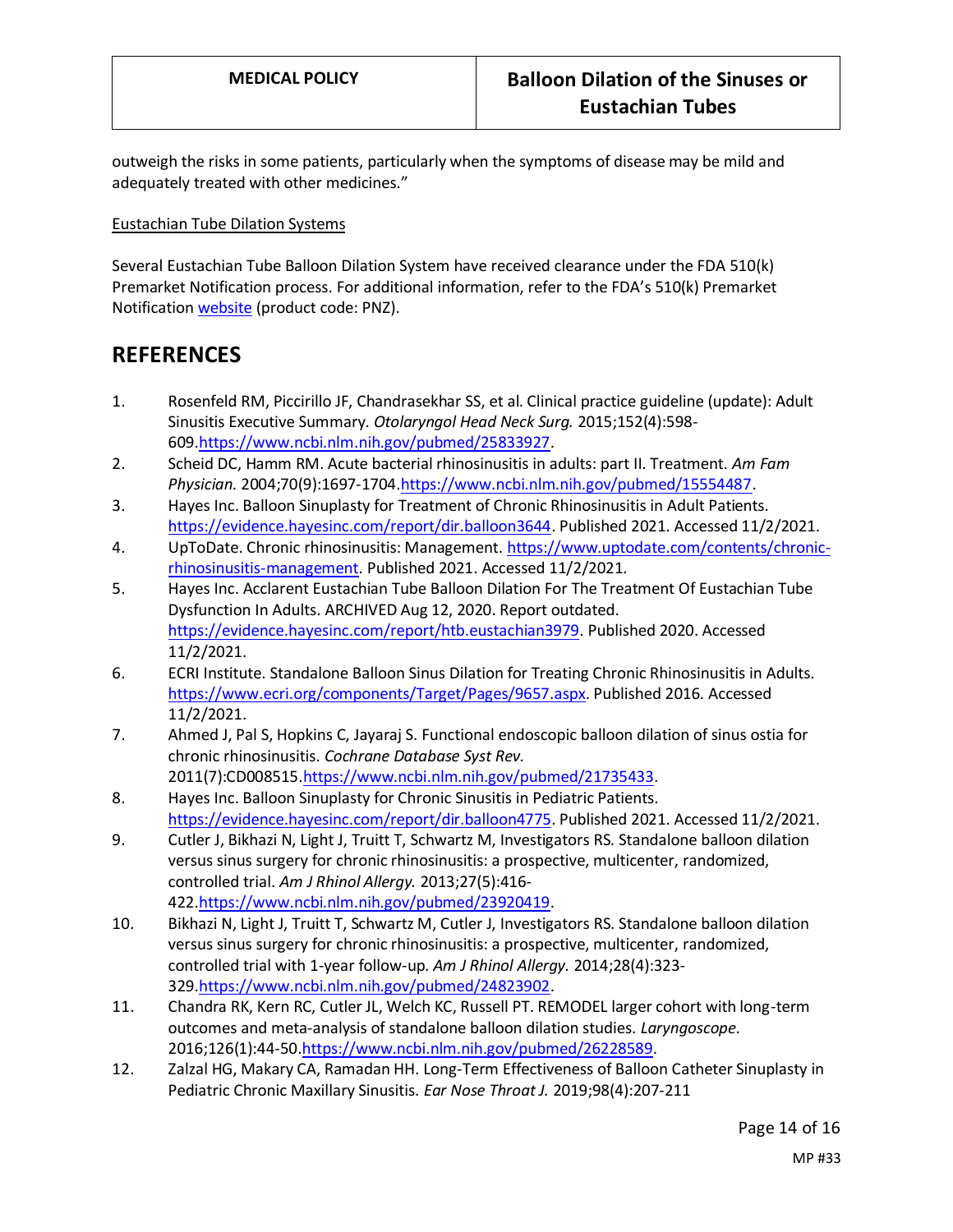outweigh the risks in some patients, particularly when the symptoms of disease may be mild and adequately treated with other medicines."

Eustachian Tube Dilation Systems

Several Eustachian Tube Balloon Dilation System have received clearance under the FDA 510(k) Premarket Notification process. For additional information, refer to the FDA's 510(k) Premarket Notification [website](#) (product code: PNZ).

## REFERENCES

1. Rosenfeld RM, Piccirillo JF, Chandrasekhar SS, et al. Clinical practice guideline (update): Adult Sinusitis Executive Summary. *Otolaryngol Head Neck Surg.* 2015;152(4):598-609.https://www.ncbi.nlm.nih.gov/pubmed/25833927.
2. Scheid DC, Hamm RM. Acute bacterial rhinosinusitis in adults: part II. Treatment. *Am Fam Physician.* 2004;70(9):1697-1704.https://www.ncbi.nlm.nih.gov/pubmed/15554487.
3. Hayes Inc. Balloon Sinuplasty for Treatment of Chronic Rhinosinusitis in Adult Patients. https://evidence.hayesinc.com/report/dir.balloon3644. Published 2021. Accessed 11/2/2021.
4. UpToDate. Chronic rhinosinusitis: Management. https://www.uptodate.com/contents/chronic-rhinosinusitis-management. Published 2021. Accessed 11/2/2021.
5. Hayes Inc. Acclarent Eustachian Tube Balloon Dilation For The Treatment Of Eustachian Tube Dysfunction In Adults. ARCHIVED Aug 12, 2020. Report outdated. https://evidence.hayesinc.com/report/htb.eustachian3979. Published 2020. Accessed 11/2/2021.
6. ECRI Institute. Standalone Balloon Sinus Dilation for Treating Chronic Rhinosinusitis in Adults. https://www.ecri.org/components/Target/Pages/9657.aspx. Published 2016. Accessed 11/2/2021.
7. Ahmed J, Pal S, Hopkins C, Jayaraj S. Functional endoscopic balloon dilation of sinus ostia for chronic rhinosinusitis. *Cochrane Database Syst Rev.* 2011(7):CD008515.https://www.ncbi.nlm.nih.gov/pubmed/21735433.
8. Hayes Inc. Balloon Sinuplasty for Chronic Sinusitis in Pediatric Patients. https://evidence.hayesinc.com/report/dir.balloon4775. Published 2021. Accessed 11/2/2021.
9. Cutler J, Bikhazi N, Light J, Truitt T, Schwartz M, Investigators RS. Standalone balloon dilation versus sinus surgery for chronic rhinosinusitis: a prospective, multicenter, randomized, controlled trial. *Am J Rhinol Allergy.* 2013;27(5):416-422.https://www.ncbi.nlm.nih.gov/pubmed/23920419.
10. Bikhazi N, Light J, Truitt T, Schwartz M, Cutler J, Investigators RS. Standalone balloon dilation versus sinus surgery for chronic rhinosinusitis: a prospective, multicenter, randomized, controlled trial with 1-year follow-up. *Am J Rhinol Allergy.* 2014;28(4):323-329.https://www.ncbi.nlm.nih.gov/pubmed/24823902.
11. Chandra RK, Kern RC, Cutler JL, Welch KC, Russell PT. REMODEL larger cohort with long-term outcomes and meta-analysis of standalone balloon dilation studies. *Laryngoscope.* 2016;126(1):44-50.https://www.ncbi.nlm.nih.gov/pubmed/26228589.
12. Zalzal HG, Makary CA, Ramadan HH. Long-Term Effectiveness of Balloon Catheter Sinuplasty in Pediatric Chronic Maxillary Sinusitis. *Ear Nose Throat J.* 2019;98(4):207-211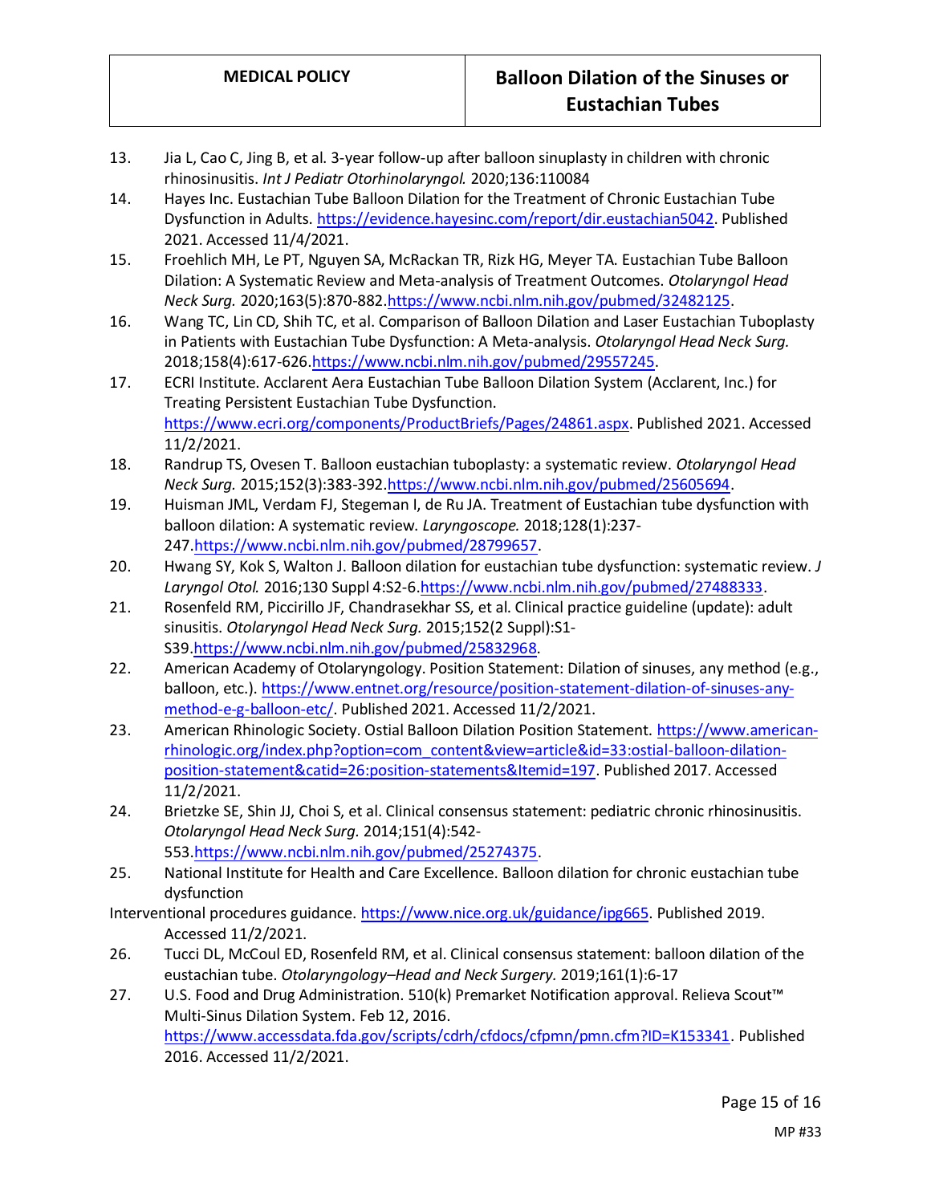13. Jia L, Cao C, Jing B, et al. 3-year follow-up after balloon sinuplasty in children with chronic rhinosinusitis. *Int J Pediatr Otorhinolaryngol.* 2020;136:110084
14. Hayes Inc. Eustachian Tube Balloon Dilation for the Treatment of Chronic Eustachian Tube Dysfunction in Adults. https://evidence.hayesinc.com/report/dir.eustachian5042. Published 2021. Accessed 11/4/2021.
15. Froehlich MH, Le PT, Nguyen SA, McRackan TR, Rizk HG, Meyer TA. Eustachian Tube Balloon Dilation: A Systematic Review and Meta-analysis of Treatment Outcomes. *Otolaryngol Head Neck Surg.* 2020;163(5):870-882.https://www.ncbi.nlm.nih.gov/pubmed/32482125.
16. Wang TC, Lin CD, Shih TC, et al. Comparison of Balloon Dilation and Laser Eustachian Tuboplasty in Patients with Eustachian Tube Dysfunction: A Meta-analysis. *Otolaryngol Head Neck Surg.* 2018;158(4):617-626.https://www.ncbi.nlm.nih.gov/pubmed/29557245.
17. ECRI Institute. Acclarent Aera Eustachian Tube Balloon Dilation System (Acclarent, Inc.) for Treating Persistent Eustachian Tube Dysfunction. https://www.ecri.org/components/ProductBriefs/Pages/24861.aspx. Published 2021. Accessed 11/2/2021.
18. Randrup TS, Ovesen T. Balloon eustachian tuboplasty: a systematic review. *Otolaryngol Head Neck Surg.* 2015;152(3):383-392.https://www.ncbi.nlm.nih.gov/pubmed/25605694.
19. Huisman JML, Verdam FJ, Stegeman I, de Ru JA. Treatment of Eustachian tube dysfunction with balloon dilation: A systematic review. *Laryngoscope.* 2018;128(1):237-247.https://www.ncbi.nlm.nih.gov/pubmed/28799657.
20. Hwang SY, Kok S, Walton J. Balloon dilation for eustachian tube dysfunction: systematic review. *J Laryngol Otol.* 2016;130 Suppl 4:S2-6.https://www.ncbi.nlm.nih.gov/pubmed/27488333.
21. Rosenfeld RM, Piccirillo JF, Chandrasekhar SS, et al. Clinical practice guideline (update): adult sinusitis. *Otolaryngol Head Neck Surg.* 2015;152(2 Suppl):S1-S39.https://www.ncbi.nlm.nih.gov/pubmed/25832968.
22. American Academy of Otolaryngology. Position Statement: Dilation of sinuses, any method (e.g., balloon, etc.). https://www.entnet.org/resource/position-statement-dilation-of-sinuses-any-method-e-g-balloon-etc/. Published 2021. Accessed 11/2/2021.
23. American Rhinologic Society. Ostial Balloon Dilation Position Statement. https://www.american-rhinologic.org/index.php?option=com_content&view=article&id=33:ostial-balloon-dilation-position-statement&catid=26:position-statements&Itemid=197. Published 2017. Accessed 11/2/2021.
24. Brietzke SE, Shin JJ, Choi S, et al. Clinical consensus statement: pediatric chronic rhinosinusitis. *Otolaryngol Head Neck Surg.* 2014;151(4):542-553.https://www.ncbi.nlm.nih.gov/pubmed/25274375.
25. National Institute for Health and Care Excellence. Balloon dilation for chronic eustachian tube dysfunction
Interventional procedures guidance. https://www.nice.org.uk/guidance/ipg665. Published 2019. Accessed 11/2/2021.
26. Tucci DL, McCoul ED, Rosenfeld RM, et al. Clinical consensus statement: balloon dilation of the eustachian tube. *Otolaryngology–Head and Neck Surgery.* 2019;161(1):6-17
27. U.S. Food and Drug Administration. 510(k) Premarket Notification approval. Relieva Scout™ Multi-Sinus Dilation System. Feb 12, 2016. https://www.accessdata.fda.gov/scripts/cdrh/cfdocs/cfpmn/pmn.cfm?ID=K153341. Published 2016. Accessed 11/2/2021.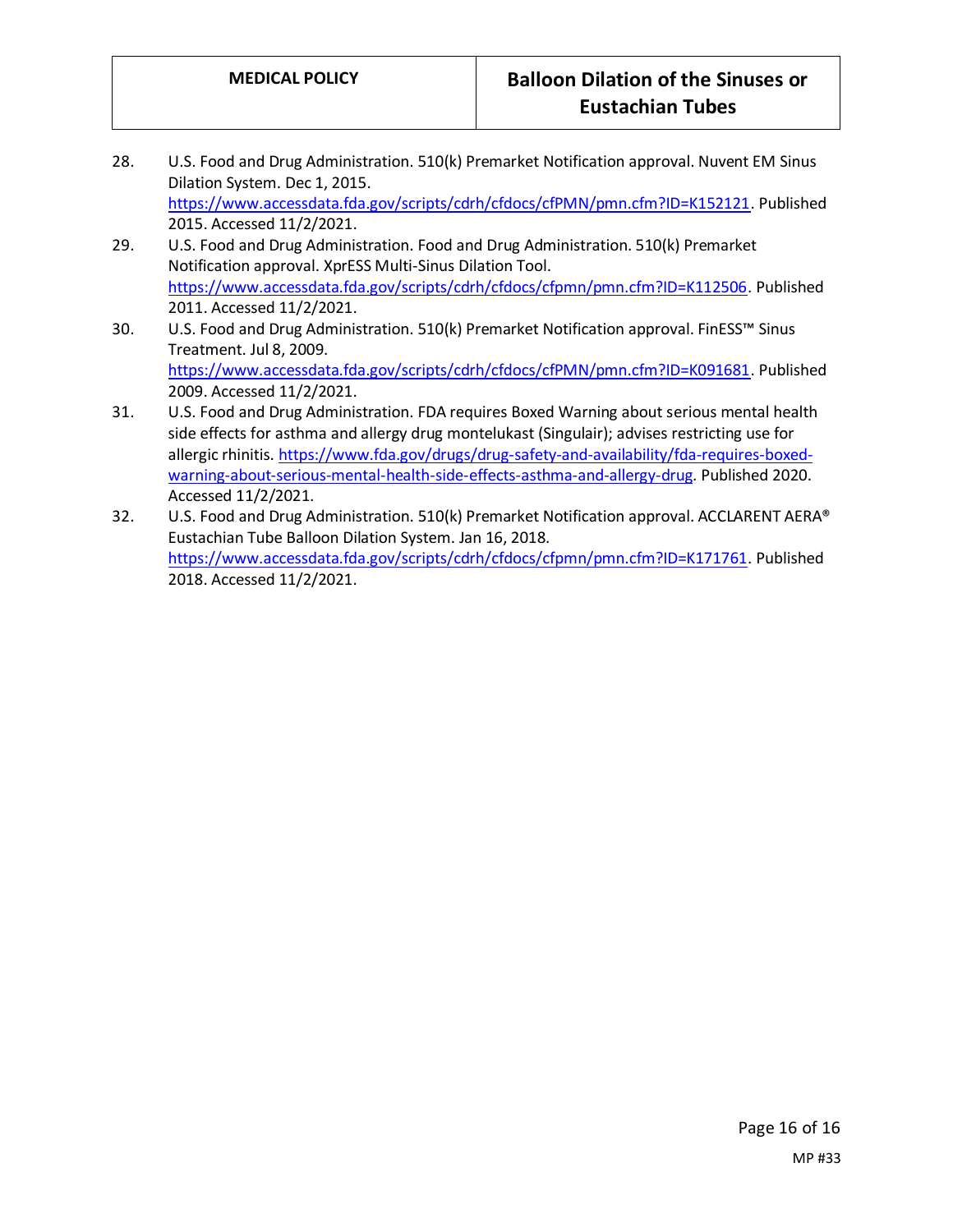28. U.S. Food and Drug Administration. 510(k) Premarket Notification approval. Nuvent EM Sinus Dilation System. Dec 1, 2015. https://www.accessdata.fda.gov/scripts/cdrh/cfdocs/cfPMN/pmn.cfm?ID=K152121. Published 2015. Accessed 11/2/2021.
29. U.S. Food and Drug Administration. Food and Drug Administration. 510(k) Premarket Notification approval. XprESS Multi-Sinus Dilation Tool. https://www.accessdata.fda.gov/scripts/cdrh/cfdocs/cfpmn/pmn.cfm?ID=K112506. Published 2011. Accessed 11/2/2021.
30. U.S. Food and Drug Administration. 510(k) Premarket Notification approval. FinESS™ Sinus Treatment. Jul 8, 2009. https://www.accessdata.fda.gov/scripts/cdrh/cfdocs/cfPMN/pmn.cfm?ID=K091681. Published 2009. Accessed 11/2/2021.
31. U.S. Food and Drug Administration. FDA requires Boxed Warning about serious mental health side effects for asthma and allergy drug montelukast (Singulair); advises restricting use for allergic rhinitis. https://www.fda.gov/drugs/drug-safety-and-availability/fda-requires-boxed-warning-about-serious-mental-health-side-effects-asthma-and-allergy-drug. Published 2020. Accessed 11/2/2021.
32. U.S. Food and Drug Administration. 510(k) Premarket Notification approval. ACCLARENT AERA® Eustachian Tube Balloon Dilation System. Jan 16, 2018. https://www.accessdata.fda.gov/scripts/cdrh/cfdocs/cfpmn/pmn.cfm?ID=K171761. Published 2018. Accessed 11/2/2021.